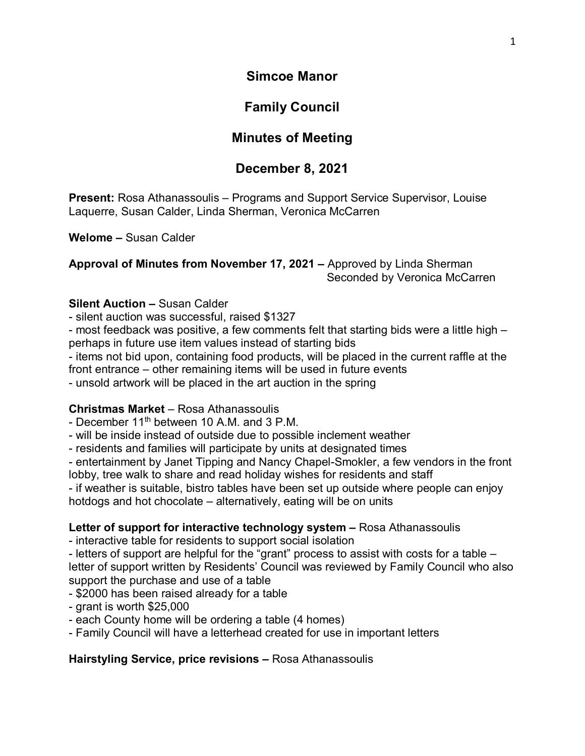# Simcoe Manor

## Family Council

## Minutes of Meeting

## December 8, 2021

**Present:** Rosa Athanassoulis – Programs and Support Service Supervisor, Louise Laquerre, Susan Calder, Linda Sherman, Veronica McCarren

**Welome –** Susan Calder

**Approval of Minutes from November 17, 2021 –** Approved by Linda Sherman
Seconded by Veronica McCarren

**Silent Auction –** Susan Calder

- silent auction was successful, raised $1327
- most feedback was positive, a few comments felt that starting bids were a little high – perhaps in future use item values instead of starting bids
- items not bid upon, containing food products, will be placed in the current raffle at the front entrance – other remaining items will be used in future events
- unsold artwork will be placed in the art auction in the spring

**Christmas Market** – Rosa Athanassoulis

- December 11th between 10 A.M. and 3 P.M.
- will be inside instead of outside due to possible inclement weather
- residents and families will participate by units at designated times
- entertainment by Janet Tipping and Nancy Chapel-Smokler, a few vendors in the front lobby, tree walk to share and read holiday wishes for residents and staff
- if weather is suitable, bistro tables have been set up outside where people can enjoy hotdogs and hot chocolate – alternatively, eating will be on units

**Letter of support for interactive technology system –** Rosa Athanassoulis

- interactive table for residents to support social isolation
- letters of support are helpful for the "grant" process to assist with costs for a table – letter of support written by Residents' Council was reviewed by Family Council who also support the purchase and use of a table
- $2000 has been raised already for a table
- grant is worth $25,000
- each County home will be ordering a table (4 homes)
- Family Council will have a letterhead created for use in important letters

**Hairstyling Service, price revisions –** Rosa Athanassoulis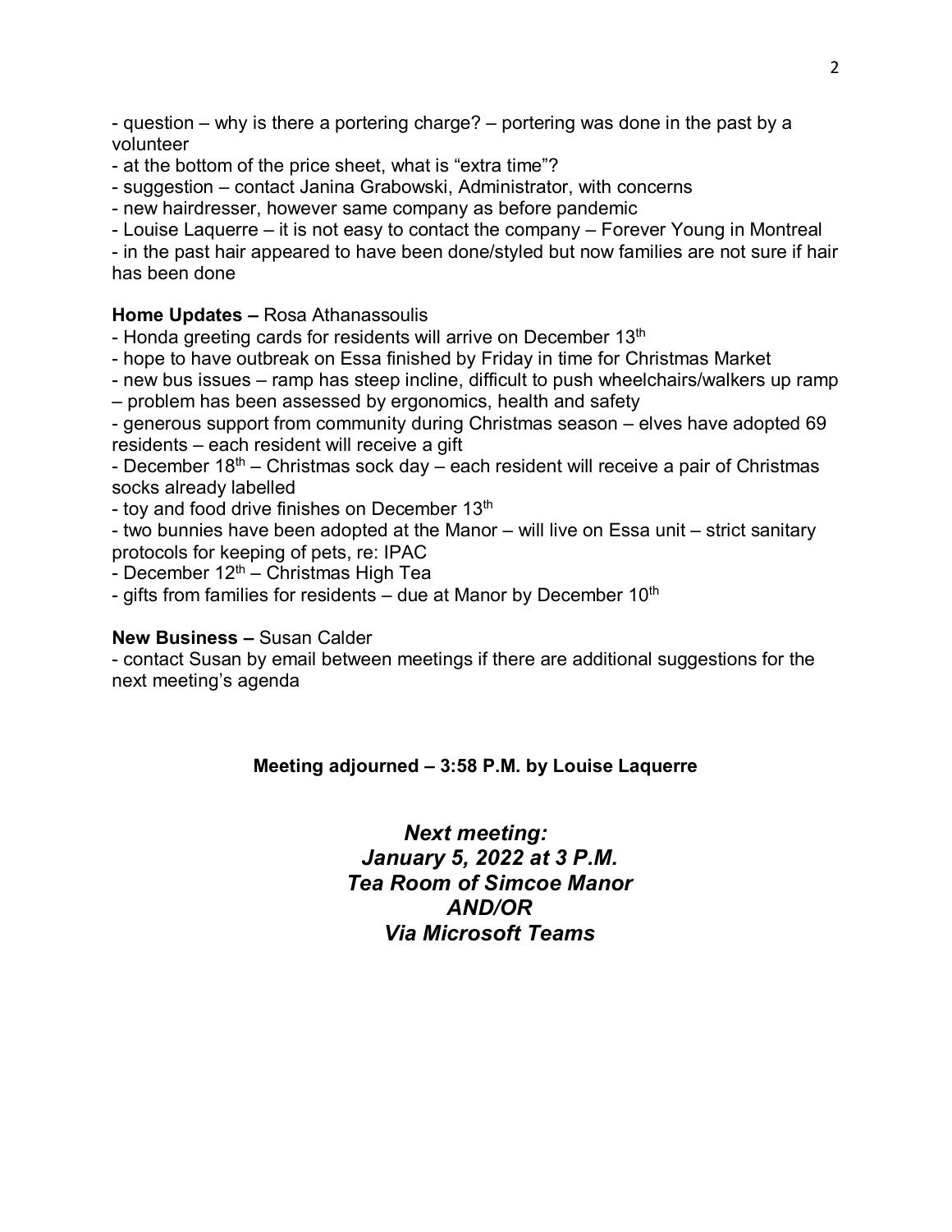- question – why is there a portering charge? – portering was done in the past by a volunteer
- at the bottom of the price sheet, what is "extra time"?
- suggestion – contact Janina Grabowski, Administrator, with concerns
- new hairdresser, however same company as before pandemic
- Louise Laquerre – it is not easy to contact the company – Forever Young in Montreal
- in the past hair appeared to have been done/styled but now families are not sure if hair has been done

**Home Updates –** Rosa Athanassoulis
- Honda greeting cards for residents will arrive on December 13th
- hope to have outbreak on Essa finished by Friday in time for Christmas Market
- new bus issues – ramp has steep incline, difficult to push wheelchairs/walkers up ramp – problem has been assessed by ergonomics, health and safety
- generous support from community during Christmas season – elves have adopted 69 residents – each resident will receive a gift
- December 18th – Christmas sock day – each resident will receive a pair of Christmas socks already labelled
- toy and food drive finishes on December 13th
- two bunnies have been adopted at the Manor – will live on Essa unit – strict sanitary protocols for keeping of pets, re: IPAC
- December 12th – Christmas High Tea
- gifts from families for residents – due at Manor by December 10th

**New Business –** Susan Calder
- contact Susan by email between meetings if there are additional suggestions for the next meeting's agenda

**Meeting adjourned – 3:58 P.M. by Louise Laquerre**

***Next meeting:***
***January 5, 2022 at 3 P.M.***
***Tea Room of Simcoe Manor***
***AND/OR***
***Via Microsoft Teams***